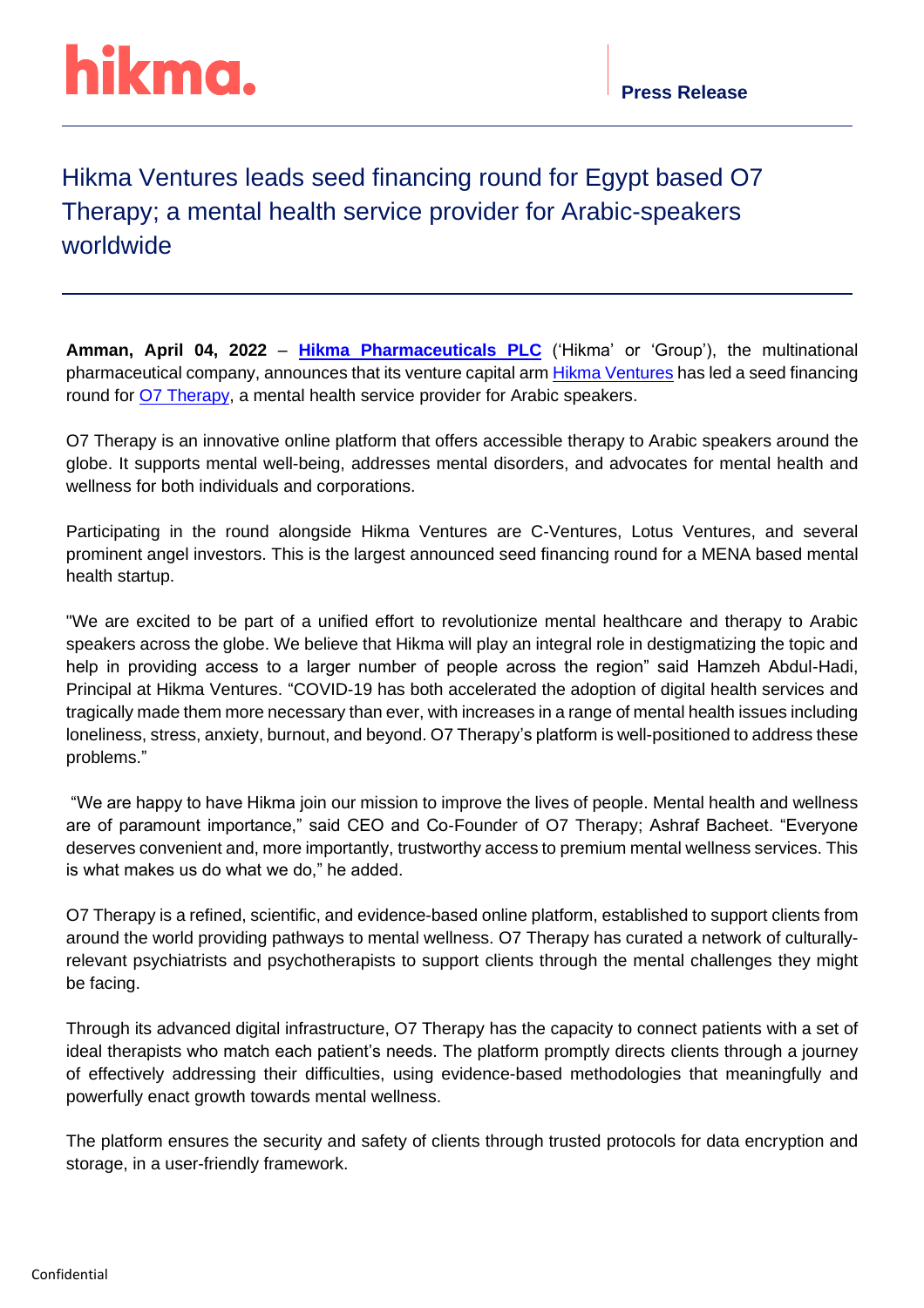hikma.

Press Release

# Hikma Ventures leads seed financing round for Egypt based O7 Therapy; a mental health service provider for Arabic-speakers worldwide

**Amman, April 04, 2022** – **Hikma Pharmaceuticals PLC** ('Hikma' or 'Group'), the multinational pharmaceutical company, announces that its venture capital arm Hikma Ventures has led a seed financing round for O7 Therapy, a mental health service provider for Arabic speakers.

O7 Therapy is an innovative online platform that offers accessible therapy to Arabic speakers around the globe. It supports mental well-being, addresses mental disorders, and advocates for mental health and wellness for both individuals and corporations.

Participating in the round alongside Hikma Ventures are C-Ventures, Lotus Ventures, and several prominent angel investors. This is the largest announced seed financing round for a MENA based mental health startup.

"We are excited to be part of a unified effort to revolutionize mental healthcare and therapy to Arabic speakers across the globe. We believe that Hikma will play an integral role in destigmatizing the topic and help in providing access to a larger number of people across the region" said Hamzeh Abdul-Hadi, Principal at Hikma Ventures. "COVID-19 has both accelerated the adoption of digital health services and tragically made them more necessary than ever, with increases in a range of mental health issues including loneliness, stress, anxiety, burnout, and beyond. O7 Therapy's platform is well-positioned to address these problems."

"We are happy to have Hikma join our mission to improve the lives of people. Mental health and wellness are of paramount importance," said CEO and Co-Founder of O7 Therapy; Ashraf Bacheet. "Everyone deserves convenient and, more importantly, trustworthy access to premium mental wellness services. This is what makes us do what we do," he added.

O7 Therapy is a refined, scientific, and evidence-based online platform, established to support clients from around the world providing pathways to mental wellness. O7 Therapy has curated a network of culturally-relevant psychiatrists and psychotherapists to support clients through the mental challenges they might be facing.

Through its advanced digital infrastructure, O7 Therapy has the capacity to connect patients with a set of ideal therapists who match each patient's needs. The platform promptly directs clients through a journey of effectively addressing their difficulties, using evidence-based methodologies that meaningfully and powerfully enact growth towards mental wellness.

The platform ensures the security and safety of clients through trusted protocols for data encryption and storage, in a user-friendly framework.

Confidential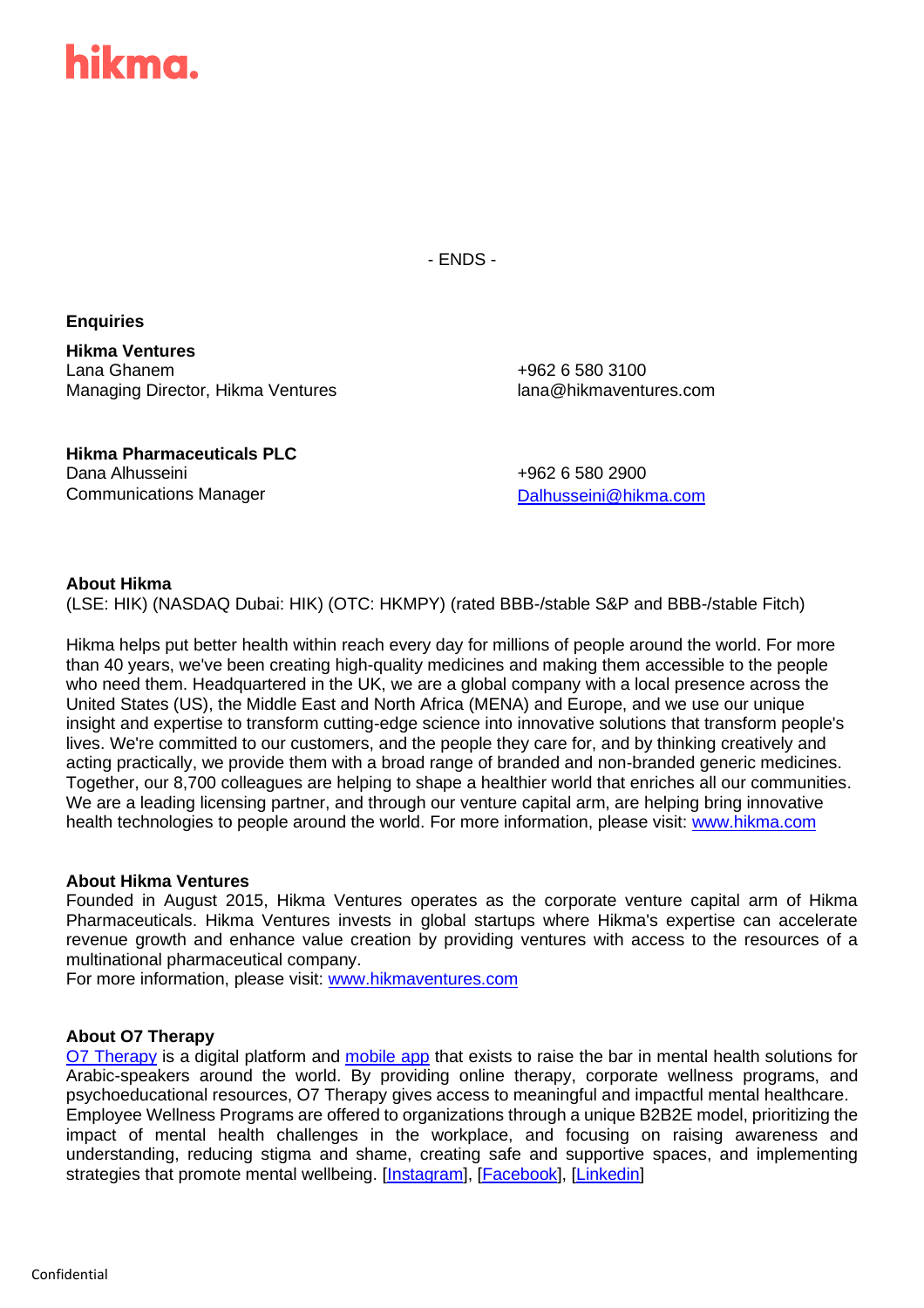- ENDS -

**Enquiries**

**Hikma Ventures**
Lana Ghanem
Managing Director, Hikma Ventures

+962 6 580 3100
lana@hikmaventures.com

**Hikma Pharmaceuticals PLC**
Dana Alhusseini
Communications Manager

+962 6 580 2900
Dalhusseini@hikma.com

**About Hikma**
(LSE: HIK) (NASDAQ Dubai: HIK) (OTC: HKMPY) (rated BBB-/stable S&P and BBB-/stable Fitch)

Hikma helps put better health within reach every day for millions of people around the world. For more than 40 years, we've been creating high-quality medicines and making them accessible to the people who need them. Headquartered in the UK, we are a global company with a local presence across the United States (US), the Middle East and North Africa (MENA) and Europe, and we use our unique insight and expertise to transform cutting-edge science into innovative solutions that transform people's lives. We're committed to our customers, and the people they care for, and by thinking creatively and acting practically, we provide them with a broad range of branded and non-branded generic medicines. Together, our 8,700 colleagues are helping to shape a healthier world that enriches all our communities. We are a leading licensing partner, and through our venture capital arm, are helping bring innovative health technologies to people around the world. For more information, please visit: www.hikma.com

**About Hikma Ventures**
Founded in August 2015, Hikma Ventures operates as the corporate venture capital arm of Hikma Pharmaceuticals. Hikma Ventures invests in global startups where Hikma's expertise can accelerate revenue growth and enhance value creation by providing ventures with access to the resources of a multinational pharmaceutical company.
For more information, please visit: www.hikmaventures.com

**About O7 Therapy**
O7 Therapy is a digital platform and mobile app that exists to raise the bar in mental health solutions for Arabic-speakers around the world. By providing online therapy, corporate wellness programs, and psychoeducational resources, O7 Therapy gives access to meaningful and impactful mental healthcare.
Employee Wellness Programs are offered to organizations through a unique B2B2E model, prioritizing the impact of mental health challenges in the workplace, and focusing on raising awareness and understanding, reducing stigma and shame, creating safe and supportive spaces, and implementing strategies that promote mental wellbeing. [Instagram], [Facebook], [Linkedin]